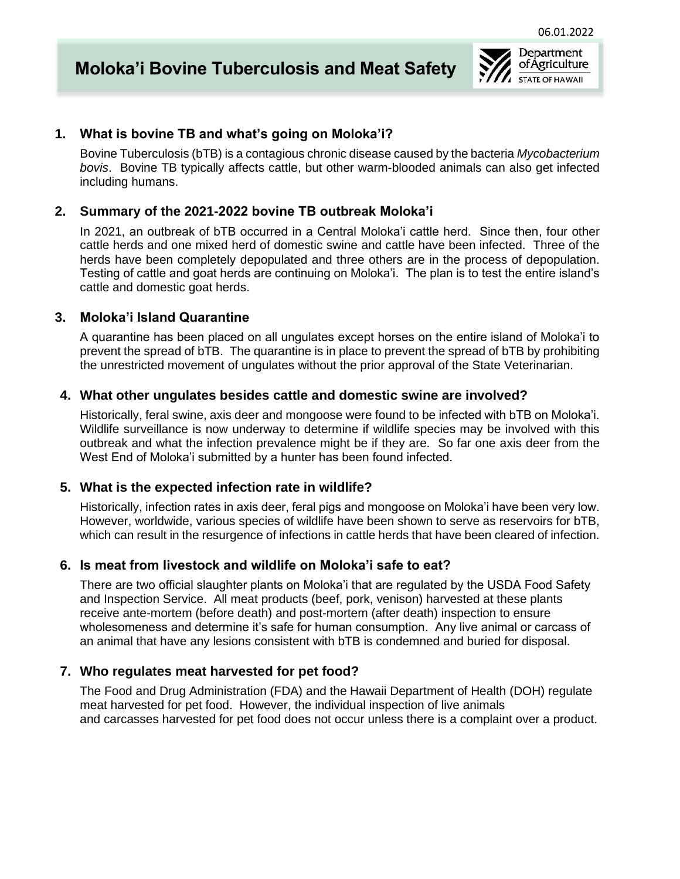06.01.2022

# Moloka'i Bovine Tuberculosis and Meat Safety

Department of Agriculture
STATE OF HAWAII

## 1. What is bovine TB and what's going on Moloka'i?

Bovine Tuberculosis (bTB) is a contagious chronic disease caused by the bacteria *Mycobacterium bovis*. Bovine TB typically affects cattle, but other warm-blooded animals can also get infected including humans.

## 2. Summary of the 2021-2022 bovine TB outbreak Moloka'i

In 2021, an outbreak of bTB occurred in a Central Moloka'i cattle herd. Since then, four other cattle herds and one mixed herd of domestic swine and cattle have been infected. Three of the herds have been completely depopulated and three others are in the process of depopulation. Testing of cattle and goat herds are continuing on Moloka'i. The plan is to test the entire island's cattle and domestic goat herds.

## 3. Moloka'i Island Quarantine

A quarantine has been placed on all ungulates except horses on the entire island of Moloka'i to prevent the spread of bTB. The quarantine is in place to prevent the spread of bTB by prohibiting the unrestricted movement of ungulates without the prior approval of the State Veterinarian.

## 4. What other ungulates besides cattle and domestic swine are involved?

Historically, feral swine, axis deer and mongoose were found to be infected with bTB on Moloka'i. Wildlife surveillance is now underway to determine if wildlife species may be involved with this outbreak and what the infection prevalence might be if they are. So far one axis deer from the West End of Moloka'i submitted by a hunter has been found infected.

## 5. What is the expected infection rate in wildlife?

Historically, infection rates in axis deer, feral pigs and mongoose on Moloka'i have been very low. However, worldwide, various species of wildlife have been shown to serve as reservoirs for bTB, which can result in the resurgence of infections in cattle herds that have been cleared of infection.

## 6. Is meat from livestock and wildlife on Moloka'i safe to eat?

There are two official slaughter plants on Moloka'i that are regulated by the USDA Food Safety and Inspection Service. All meat products (beef, pork, venison) harvested at these plants receive ante-mortem (before death) and post-mortem (after death) inspection to ensure wholesomeness and determine it's safe for human consumption. Any live animal or carcass of an animal that have any lesions consistent with bTB is condemned and buried for disposal.

## 7. Who regulates meat harvested for pet food?

The Food and Drug Administration (FDA) and the Hawaii Department of Health (DOH) regulate meat harvested for pet food. However, the individual inspection of live animals and carcasses harvested for pet food does not occur unless there is a complaint over a product.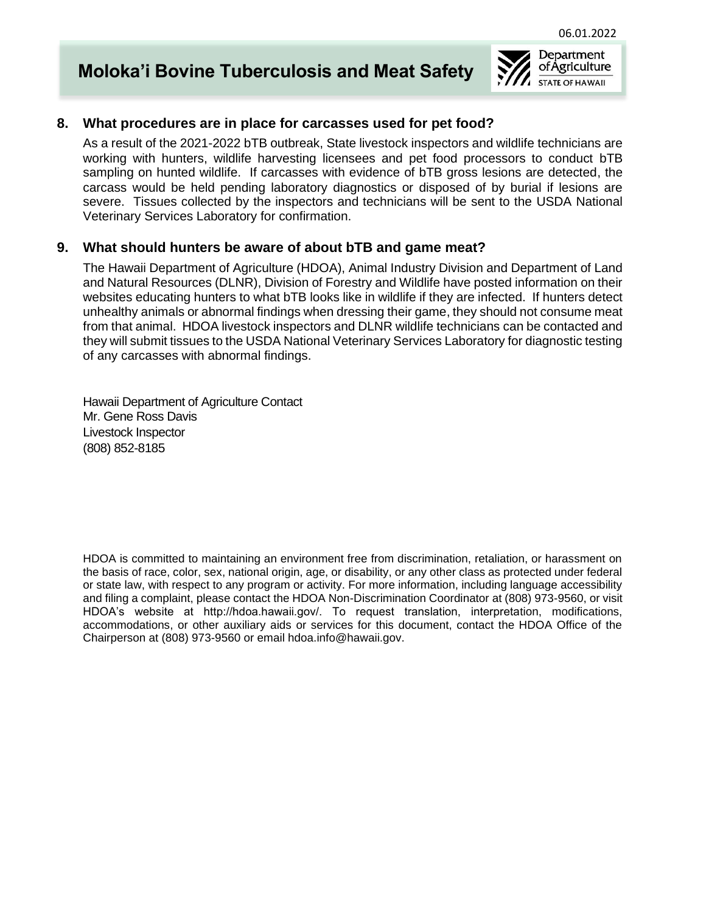## 8. What procedures are in place for carcasses used for pet food?

As a result of the 2021-2022 bTB outbreak, State livestock inspectors and wildlife technicians are working with hunters, wildlife harvesting licensees and pet food processors to conduct bTB sampling on hunted wildlife. If carcasses with evidence of bTB gross lesions are detected, the carcass would be held pending laboratory diagnostics or disposed of by burial if lesions are severe. Tissues collected by the inspectors and technicians will be sent to the USDA National Veterinary Services Laboratory for confirmation.

## 9. What should hunters be aware of about bTB and game meat?

The Hawaii Department of Agriculture (HDOA), Animal Industry Division and Department of Land and Natural Resources (DLNR), Division of Forestry and Wildlife have posted information on their websites educating hunters to what bTB looks like in wildlife if they are infected. If hunters detect unhealthy animals or abnormal findings when dressing their game, they should not consume meat from that animal. HDOA livestock inspectors and DLNR wildlife technicians can be contacted and they will submit tissues to the USDA National Veterinary Services Laboratory for diagnostic testing of any carcasses with abnormal findings.

Hawaii Department of Agriculture Contact
Mr. Gene Ross Davis
Livestock Inspector
(808) 852-8185

HDOA is committed to maintaining an environment free from discrimination, retaliation, or harassment on the basis of race, color, sex, national origin, age, or disability, or any other class as protected under federal or state law, with respect to any program or activity. For more information, including language accessibility and filing a complaint, please contact the HDOA Non-Discrimination Coordinator at (808) 973-9560, or visit HDOA's website at http://hdoa.hawaii.gov/. To request translation, interpretation, modifications, accommodations, or other auxiliary aids or services for this document, contact the HDOA Office of the Chairperson at (808) 973-9560 or email hdoa.info@hawaii.gov.